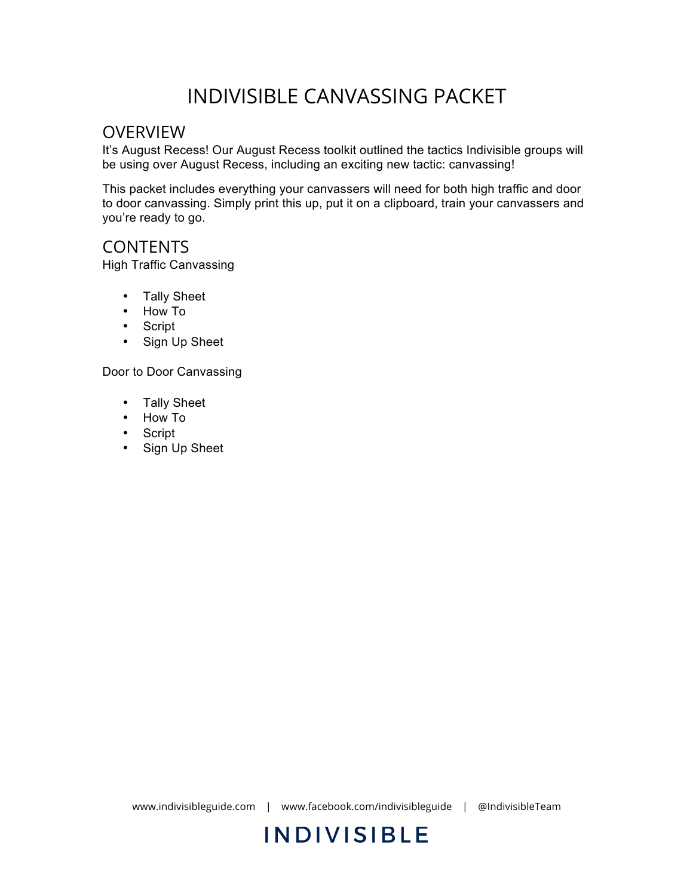# INDIVISIBLE CANVASSING PACKET

## OVERVIEW

It's August Recess! Our August Recess toolkit outlined the tactics Indivisible groups will be using over August Recess, including an exciting new tactic: canvassing!

This packet includes everything your canvassers will need for both high traffic and door to door canvassing. Simply print this up, put it on a clipboard, train your canvassers and you're ready to go.

## CONTENTS

High Traffic Canvassing

- Tally Sheet
- How To
- Script
- Sign Up Sheet

Door to Door Canvassing

- Tally Sheet
- How To
- Script
- Sign Up Sheet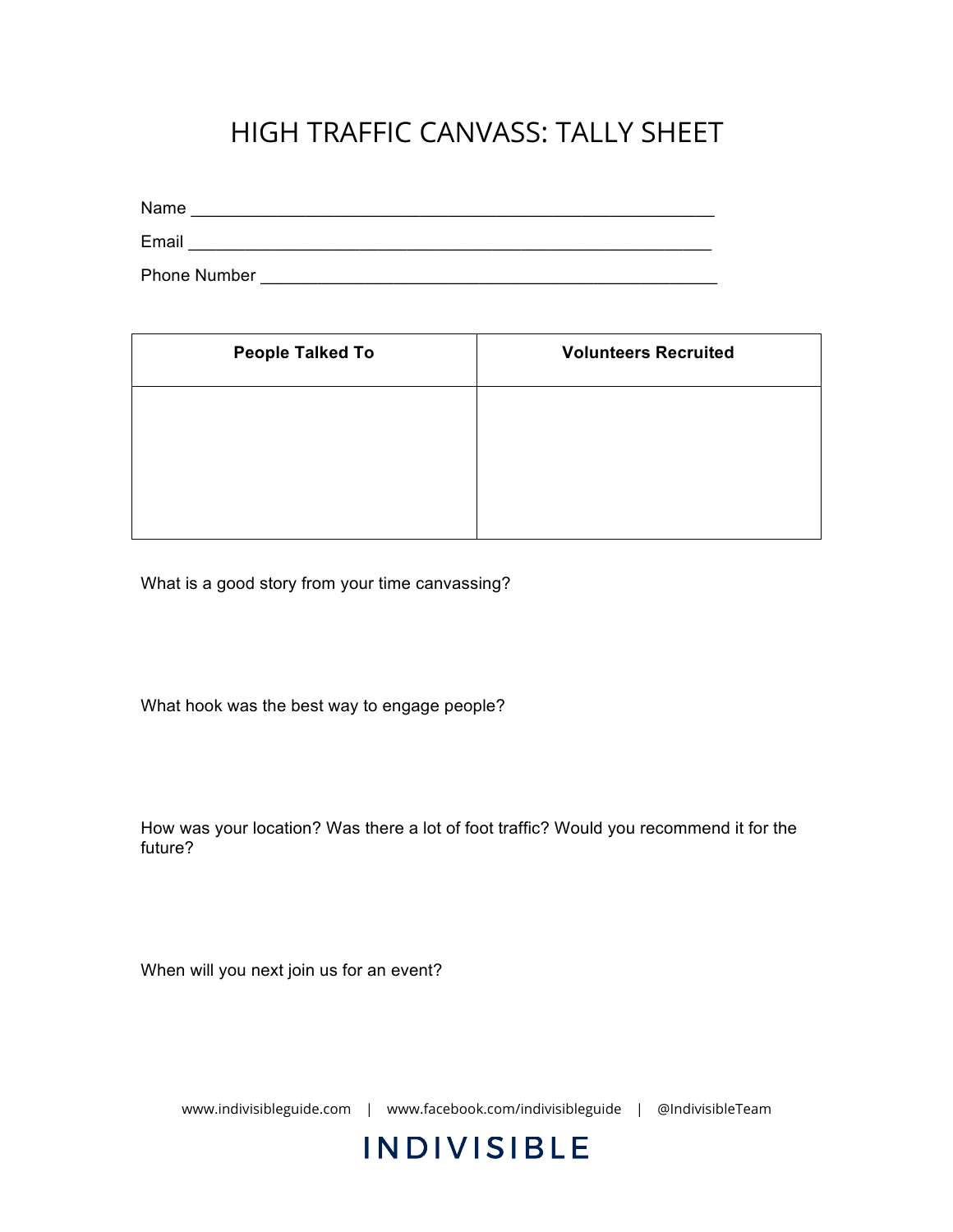# HIGH TRAFFIC CANVASS: TALLY SHEET

Name ___________________________________________________

Email ___________________________________________________

Phone Number ____________________________________________

| People Talked To | Volunteers Recruited |
|---|---|
| | |

What is a good story from your time canvassing?

What hook was the best way to engage people?

How was your location? Was there a lot of foot traffic? Would you recommend it for the future?

When will you next join us for an event?

www.indivisibleguide.com | www.facebook.com/indivisibleguide | @IndivisibleTeam

INDIVISIBLE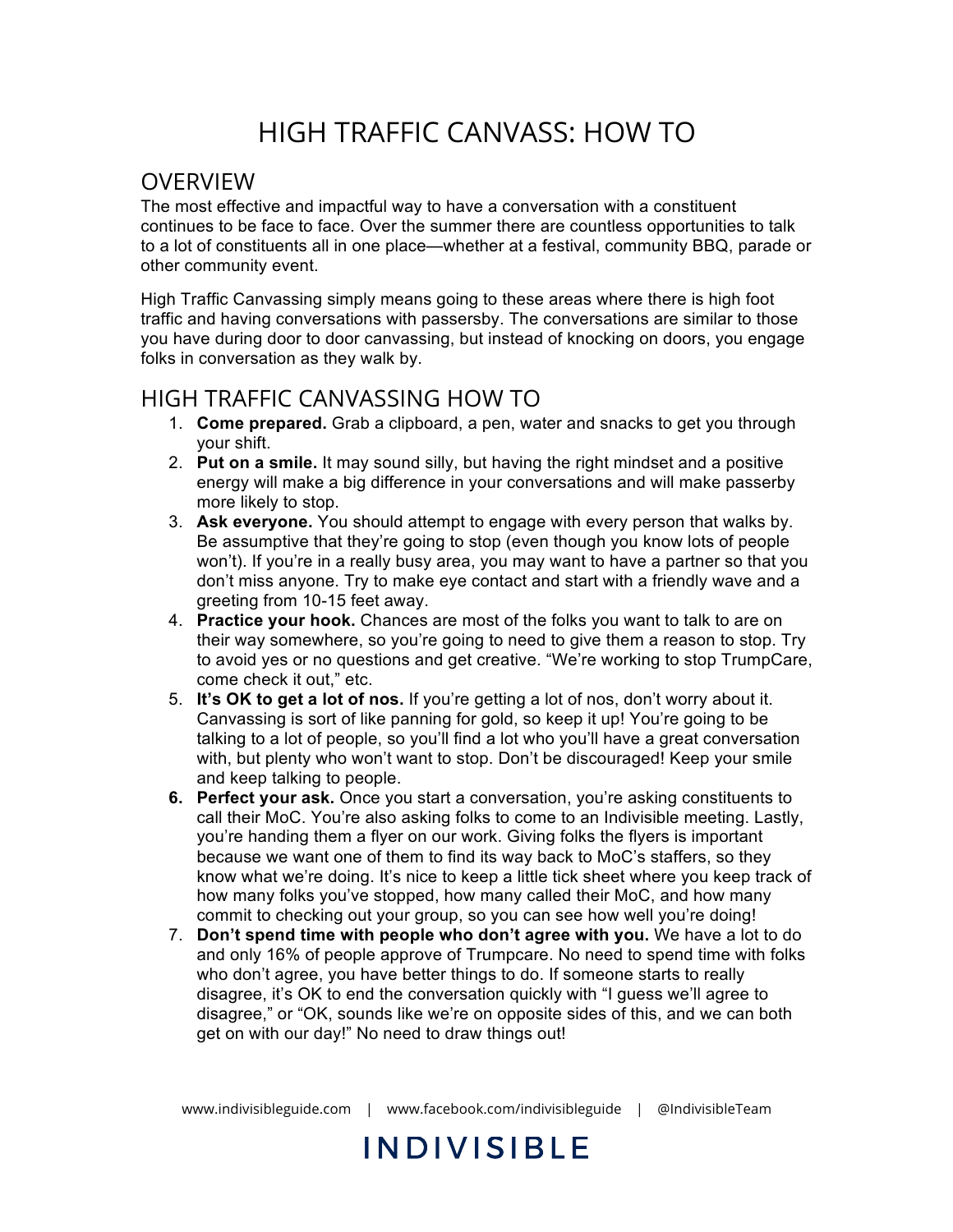# HIGH TRAFFIC CANVASS: HOW TO

## OVERVIEW

The most effective and impactful way to have a conversation with a constituent continues to be face to face. Over the summer there are countless opportunities to talk to a lot of constituents all in one place—whether at a festival, community BBQ, parade or other community event.

High Traffic Canvassing simply means going to these areas where there is high foot traffic and having conversations with passersby. The conversations are similar to those you have during door to door canvassing, but instead of knocking on doors, you engage folks in conversation as they walk by.

## HIGH TRAFFIC CANVASSING HOW TO

1. **Come prepared.** Grab a clipboard, a pen, water and snacks to get you through your shift.
2. **Put on a smile.** It may sound silly, but having the right mindset and a positive energy will make a big difference in your conversations and will make passerby more likely to stop.
3. **Ask everyone.** You should attempt to engage with every person that walks by. Be assumptive that they're going to stop (even though you know lots of people won't). If you're in a really busy area, you may want to have a partner so that you don't miss anyone. Try to make eye contact and start with a friendly wave and a greeting from 10-15 feet away.
4. **Practice your hook.** Chances are most of the folks you want to talk to are on their way somewhere, so you're going to need to give them a reason to stop. Try to avoid yes or no questions and get creative. "We're working to stop TrumpCare, come check it out," etc.
5. **It's OK to get a lot of nos.** If you're getting a lot of nos, don't worry about it. Canvassing is sort of like panning for gold, so keep it up! You're going to be talking to a lot of people, so you'll find a lot who you'll have a great conversation with, but plenty who won't want to stop. Don't be discouraged! Keep your smile and keep talking to people.
6. **Perfect your ask.** Once you start a conversation, you're asking constituents to call their MoC. You're also asking folks to come to an Indivisible meeting. Lastly, you're handing them a flyer on our work. Giving folks the flyers is important because we want one of them to find its way back to MoC's staffers, so they know what we're doing. It's nice to keep a little tick sheet where you keep track of how many folks you've stopped, how many called their MoC, and how many commit to checking out your group, so you can see how well you're doing!
7. **Don't spend time with people who don't agree with you.** We have a lot to do and only 16% of people approve of Trumpcare. No need to spend time with folks who don't agree, you have better things to do. If someone starts to really disagree, it's OK to end the conversation quickly with "I guess we'll agree to disagree," or "OK, sounds like we're on opposite sides of this, and we can both get on with our day!" No need to draw things out!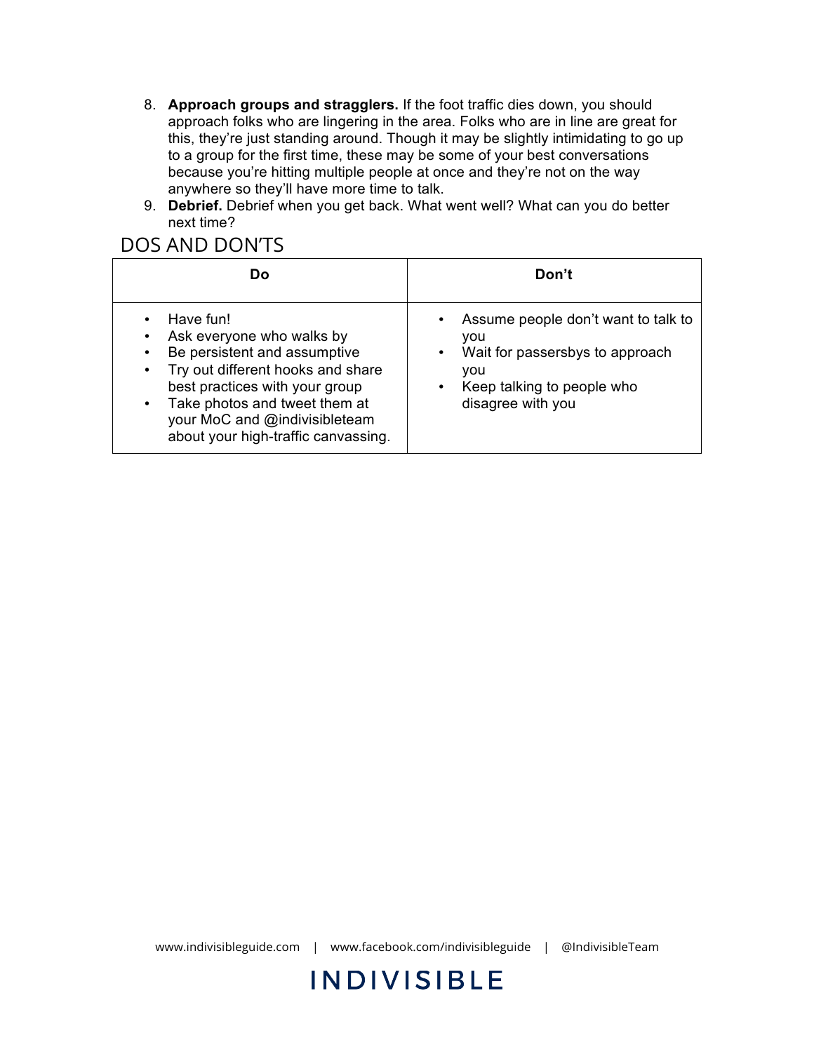8. **Approach groups and stragglers.** If the foot traffic dies down, you should approach folks who are lingering in the area. Folks who are in line are great for this, they're just standing around. Though it may be slightly intimidating to go up to a group for the first time, these may be some of your best conversations because you're hitting multiple people at once and they're not on the way anywhere so they'll have more time to talk.
9. **Debrief.** Debrief when you get back. What went well? What can you do better next time?

## DOS AND DON'TS

| Do | Don't |
| --- | --- |
| • Have fun!<br>• Ask everyone who walks by<br>• Be persistent and assumptive<br>• Try out different hooks and share best practices with your group<br>• Take photos and tweet them at your MoC and @indivisibleteam about your high-traffic canvassing. | • Assume people don't want to talk to you<br>• Wait for passersbys to approach you<br>• Keep talking to people who disagree with you |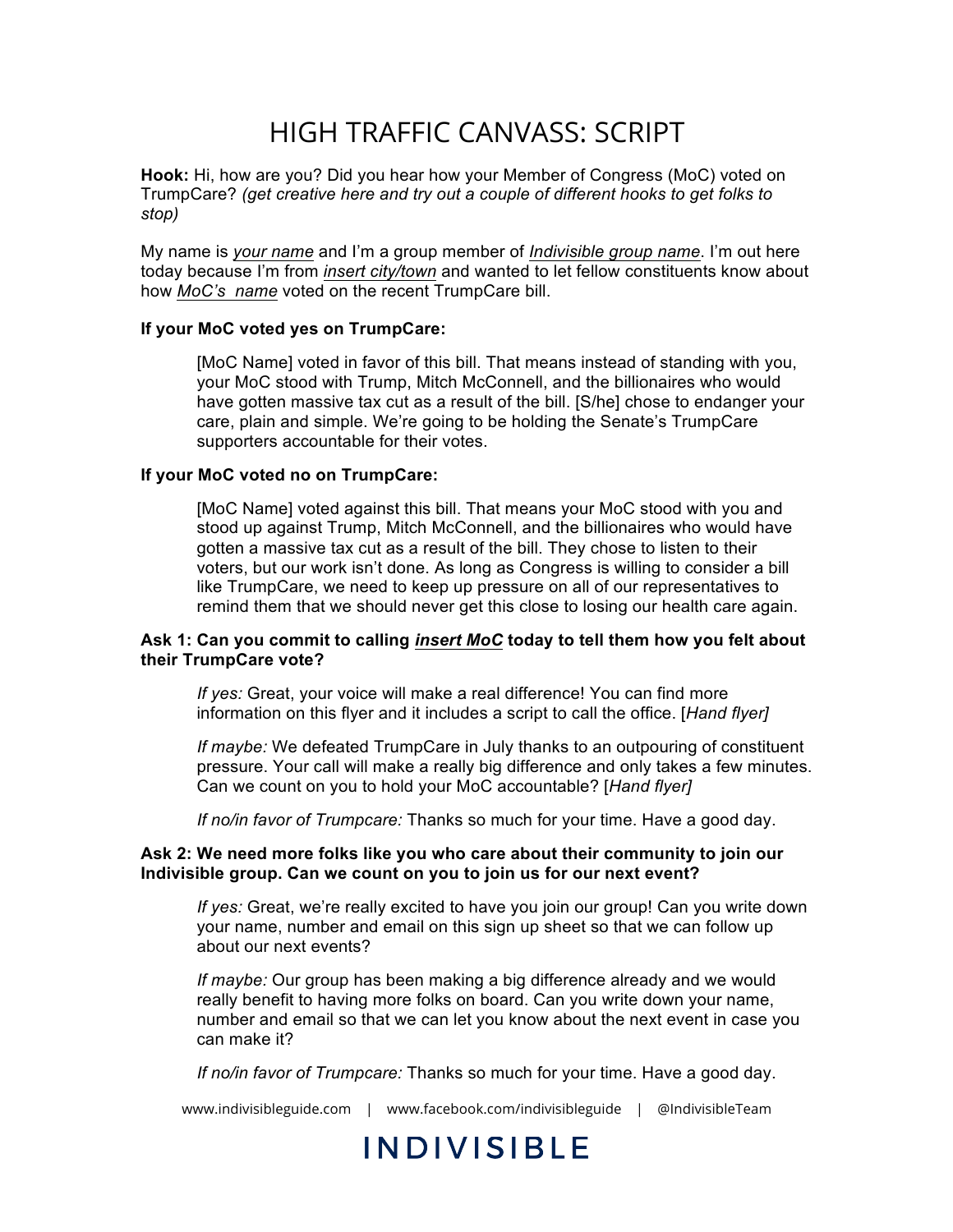# HIGH TRAFFIC CANVASS: SCRIPT

**Hook:** Hi, how are you? Did you hear how your Member of Congress (MoC) voted on TrumpCare? *(get creative here and try out a couple of different hooks to get folks to stop)*

My name is *your name* and I'm a group member of *Indivisible group name*. I'm out here today because I'm from *insert city/town* and wanted to let fellow constituents know about how *MoC's name* voted on the recent TrumpCare bill.

**If your MoC voted yes on TrumpCare:**

> [MoC Name] voted in favor of this bill. That means instead of standing with you, your MoC stood with Trump, Mitch McConnell, and the billionaires who would have gotten massive tax cut as a result of the bill. [S/he] chose to endanger your care, plain and simple. We're going to be holding the Senate's TrumpCare supporters accountable for their votes.

**If your MoC voted no on TrumpCare:**

> [MoC Name] voted against this bill. That means your MoC stood with you and stood up against Trump, Mitch McConnell, and the billionaires who would have gotten a massive tax cut as a result of the bill. They chose to listen to their voters, but our work isn't done. As long as Congress is willing to consider a bill like TrumpCare, we need to keep up pressure on all of our representatives to remind them that we should never get this close to losing our health care again.

**Ask 1: Can you commit to calling *insert MoC* today to tell them how you felt about their TrumpCare vote?**

> *If yes:* Great, your voice will make a real difference! You can find more information on this flyer and it includes a script to call the office. [*Hand flyer]*
>
> *If maybe:* We defeated TrumpCare in July thanks to an outpouring of constituent pressure. Your call will make a really big difference and only takes a few minutes. Can we count on you to hold your MoC accountable? [*Hand flyer]*
>
> *If no/in favor of Trumpcare:* Thanks so much for your time. Have a good day.

**Ask 2: We need more folks like you who care about their community to join our Indivisible group. Can we count on you to join us for our next event?**

> *If yes:* Great, we're really excited to have you join our group! Can you write down your name, number and email on this sign up sheet so that we can follow up about our next events?
>
> *If maybe:* Our group has been making a big difference already and we would really benefit to having more folks on board. Can you write down your name, number and email so that we can let you know about the next event in case you can make it?
>
> *If no/in favor of Trumpcare:* Thanks so much for your time. Have a good day.

www.indivisibleguide.com | www.facebook.com/indivisibleguide | @IndivisibleTeam

INDIVISIBLE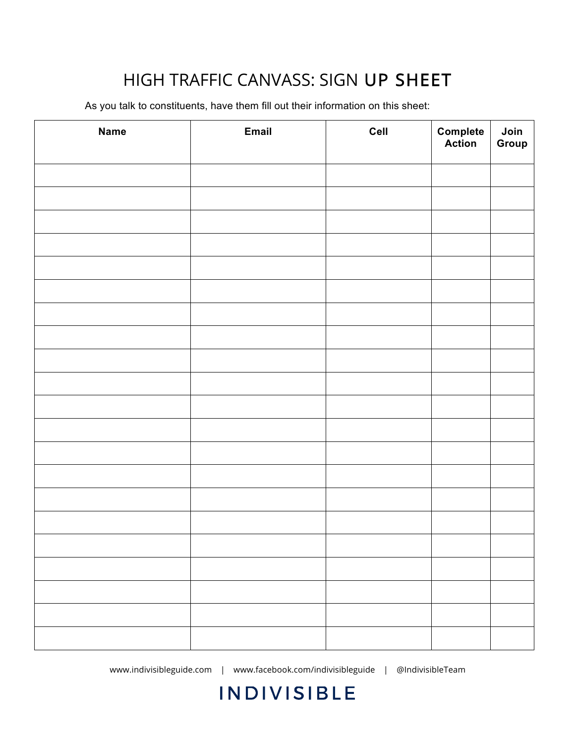# HIGH TRAFFIC CANVASS: SIGN UP SHEET

As you talk to constituents, have them fill out their information on this sheet:

| Name | Email | Cell | Complete Action | Join Group |
|---|---|---|---|---|
| | | | | |
| | | | | |
| | | | | |
| | | | | |
| | | | | |
| | | | | |
| | | | | |
| | | | | |
| | | | | |
| | | | | |
| | | | | |
| | | | | |
| | | | | |
| | | | | |
| | | | | |
| | | | | |
| | | | | |
| | | | | |
| | | | | |
| | | | | |
| | | | | |

www.indivisibleguide.com | www.facebook.com/indivisibleguide | @IndivisibleTeam

INDIVISIBLE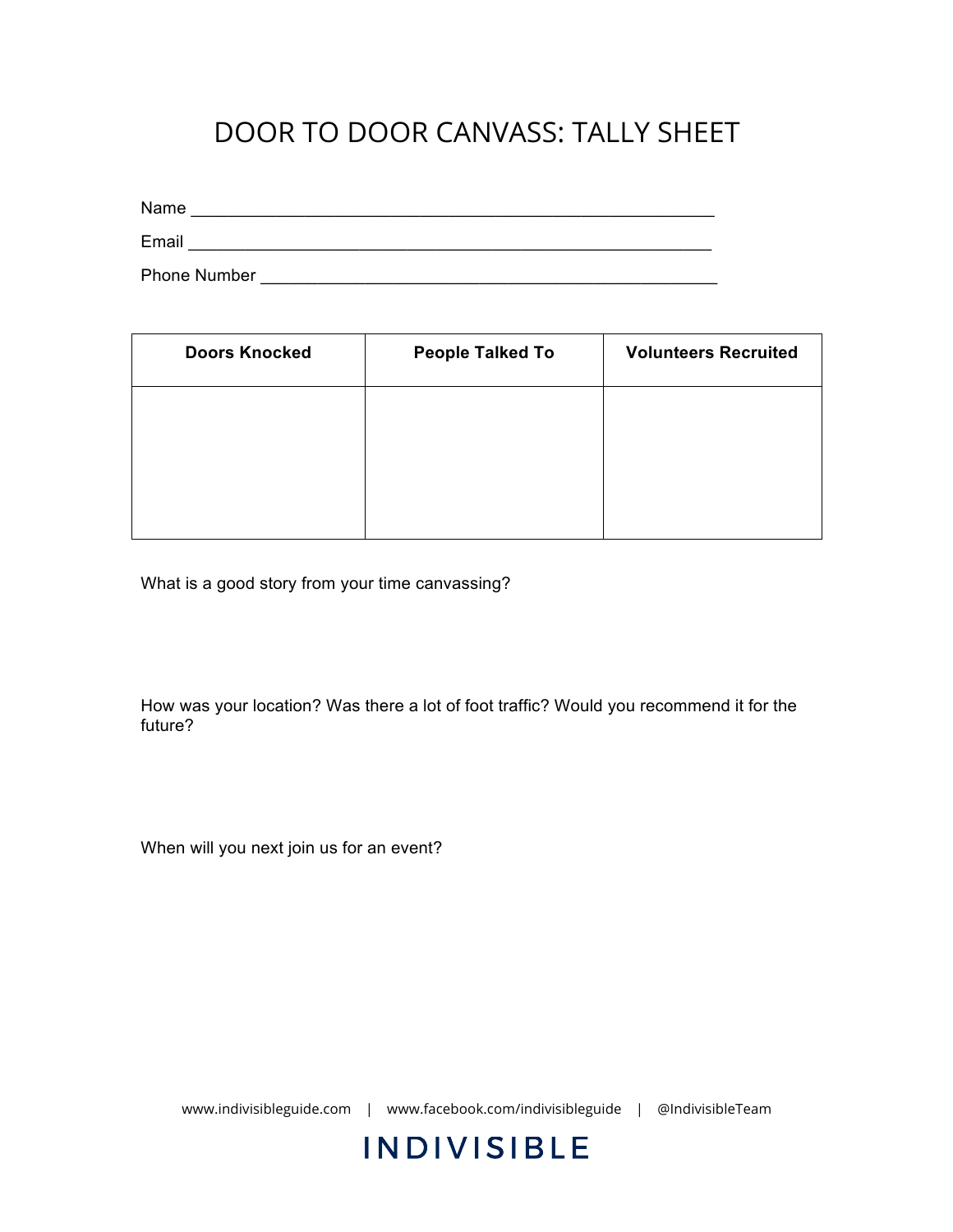# DOOR TO DOOR CANVASS: TALLY SHEET

Name ______________________________________________________

Email ______________________________________________________

Phone Number _______________________________________________

| Doors Knocked | People Talked To | Volunteers Recruited |
|---|---|---|
| | | |

What is a good story from your time canvassing?

How was your location? Was there a lot of foot traffic? Would you recommend it for the future?

When will you next join us for an event?

www.indivisibleguide.com | www.facebook.com/indivisibleguide | @IndivisibleTeam

INDIVISIBLE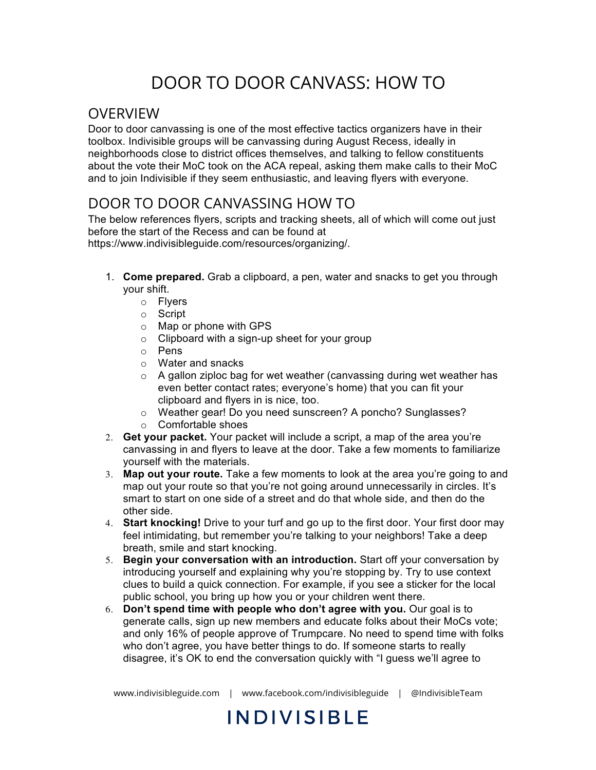# DOOR TO DOOR CANVASS: HOW TO

## OVERVIEW

Door to door canvassing is one of the most effective tactics organizers have in their toolbox. Indivisible groups will be canvassing during August Recess, ideally in neighborhoods close to district offices themselves, and talking to fellow constituents about the vote their MoC took on the ACA repeal, asking them make calls to their MoC and to join Indivisible if they seem enthusiastic, and leaving flyers with everyone.

## DOOR TO DOOR CANVASSING HOW TO

The below references flyers, scripts and tracking sheets, all of which will come out just before the start of the Recess and can be found at https://www.indivisibleguide.com/resources/organizing/.

1. **Come prepared.** Grab a clipboard, a pen, water and snacks to get you through your shift.
   - Flyers
   - Script
   - Map or phone with GPS
   - Clipboard with a sign-up sheet for your group
   - Pens
   - Water and snacks
   - A gallon ziploc bag for wet weather (canvassing during wet weather has even better contact rates; everyone's home) that you can fit your clipboard and flyers in is nice, too.
   - Weather gear! Do you need sunscreen? A poncho? Sunglasses?
   - Comfortable shoes
2. **Get your packet.** Your packet will include a script, a map of the area you're canvassing in and flyers to leave at the door. Take a few moments to familiarize yourself with the materials.
3. **Map out your route.** Take a few moments to look at the area you're going to and map out your route so that you're not going around unnecessarily in circles. It's smart to start on one side of a street and do that whole side, and then do the other side.
4. **Start knocking!** Drive to your turf and go up to the first door. Your first door may feel intimidating, but remember you're talking to your neighbors! Take a deep breath, smile and start knocking.
5. **Begin your conversation with an introduction.** Start off your conversation by introducing yourself and explaining why you're stopping by. Try to use context clues to build a quick connection. For example, if you see a sticker for the local public school, you bring up how you or your children went there.
6. **Don't spend time with people who don't agree with you.** Our goal is to generate calls, sign up new members and educate folks about their MoCs vote; and only 16% of people approve of Trumpcare. No need to spend time with folks who don't agree, you have better things to do. If someone starts to really disagree, it's OK to end the conversation quickly with "I guess we'll agree to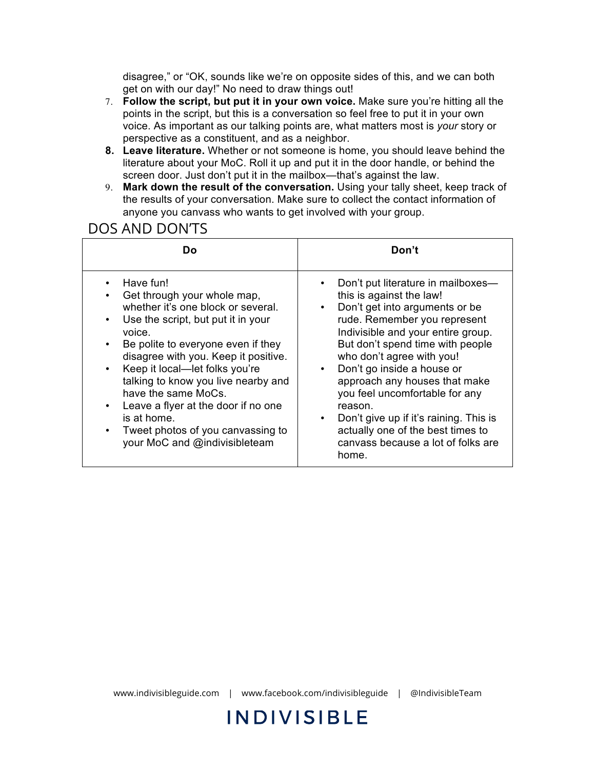disagree," or "OK, sounds like we're on opposite sides of this, and we can both get on with our day!" No need to draw things out!

7. **Follow the script, but put it in your own voice.** Make sure you're hitting all the points in the script, but this is a conversation so feel free to put it in your own voice. As important as our talking points are, what matters most is *your* story or perspective as a constituent, and as a neighbor.
8. **Leave literature.** Whether or not someone is home, you should leave behind the literature about your MoC. Roll it up and put it in the door handle, or behind the screen door. Just don't put it in the mailbox—that's against the law.
9. **Mark down the result of the conversation.** Using your tally sheet, keep track of the results of your conversation. Make sure to collect the contact information of anyone you canvass who wants to get involved with your group.

## DOS AND DON'TS

| Do | Don't |
|---|---|
| • Have fun!<br>• Get through your whole map, whether it's one block or several.<br>• Use the script, but put it in your voice.<br>• Be polite to everyone even if they disagree with you. Keep it positive.<br>• Keep it local—let folks you're talking to know you live nearby and have the same MoCs.<br>• Leave a flyer at the door if no one is at home.<br>• Tweet photos of you canvassing to your MoC and @indivisibleteam | • Don't put literature in mailboxes—this is against the law!<br>• Don't get into arguments or be rude. Remember you represent Indivisible and your entire group. But don't spend time with people who don't agree with you!<br>• Don't go inside a house or approach any houses that make you feel uncomfortable for any reason.<br>• Don't give up if it's raining. This is actually one of the best times to canvass because a lot of folks are home. |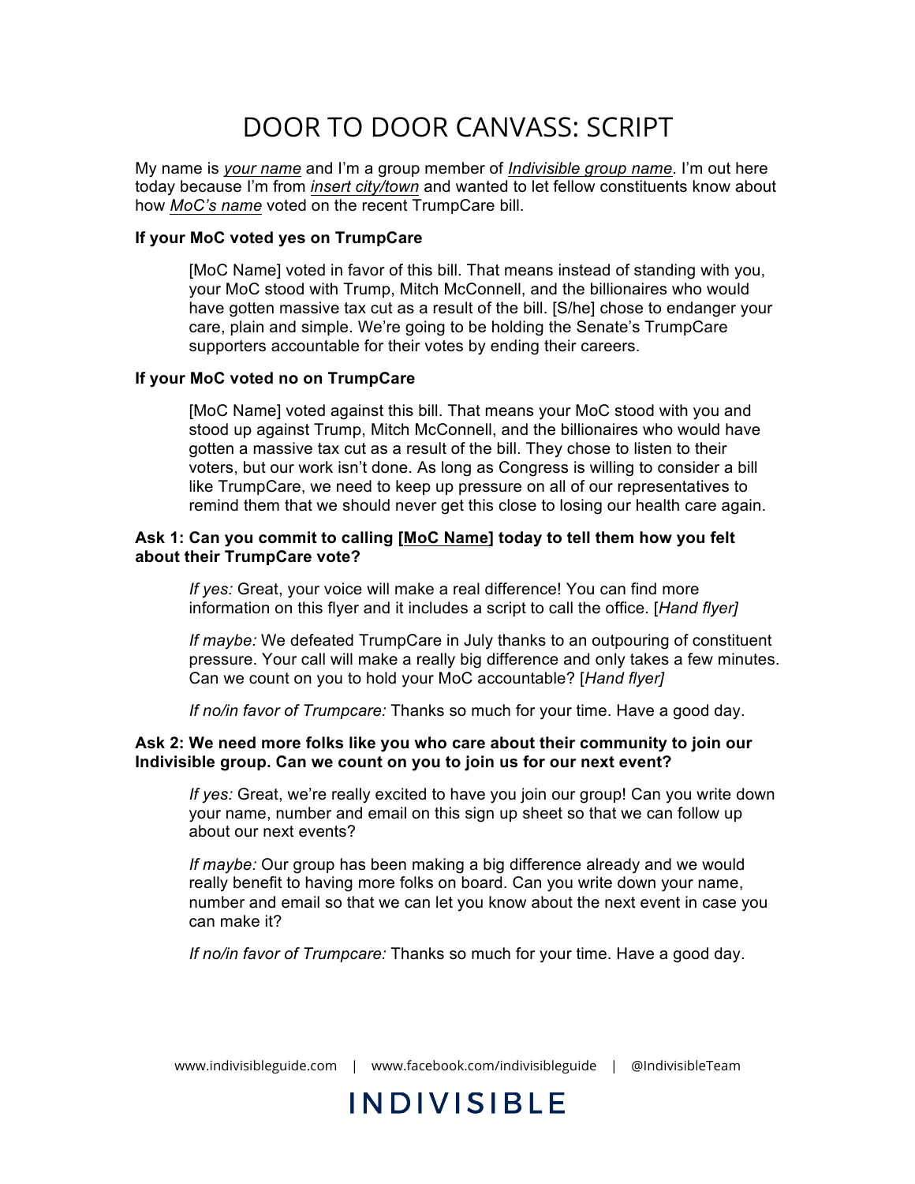# DOOR TO DOOR CANVASS: SCRIPT

My name is *your name* and I'm a group member of *Indivisible group name*. I'm out here today because I'm from *insert city/town* and wanted to let fellow constituents know about how *MoC's name* voted on the recent TrumpCare bill.

**If your MoC voted yes on TrumpCare**

> [MoC Name] voted in favor of this bill. That means instead of standing with you, your MoC stood with Trump, Mitch McConnell, and the billionaires who would have gotten massive tax cut as a result of the bill. [S/he] chose to endanger your care, plain and simple. We're going to be holding the Senate's TrumpCare supporters accountable for their votes by ending their careers.

**If your MoC voted no on TrumpCare**

> [MoC Name] voted against this bill. That means your MoC stood with you and stood up against Trump, Mitch McConnell, and the billionaires who would have gotten a massive tax cut as a result of the bill. They chose to listen to their voters, but our work isn't done. As long as Congress is willing to consider a bill like TrumpCare, we need to keep up pressure on all of our representatives to remind them that we should never get this close to losing our health care again.

**Ask 1: Can you commit to calling [MoC Name] today to tell them how you felt about their TrumpCare vote?**

> *If yes:* Great, your voice will make a real difference! You can find more information on this flyer and it includes a script to call the office. [*Hand flyer]*
>
> *If maybe:* We defeated TrumpCare in July thanks to an outpouring of constituent pressure. Your call will make a really big difference and only takes a few minutes. Can we count on you to hold your MoC accountable? [*Hand flyer]*
>
> *If no/in favor of Trumpcare:* Thanks so much for your time. Have a good day.

**Ask 2: We need more folks like you who care about their community to join our Indivisible group. Can we count on you to join us for our next event?**

> *If yes:* Great, we're really excited to have you join our group! Can you write down your name, number and email on this sign up sheet so that we can follow up about our next events?
>
> *If maybe:* Our group has been making a big difference already and we would really benefit to having more folks on board. Can you write down your name, number and email so that we can let you know about the next event in case you can make it?
>
> *If no/in favor of Trumpcare:* Thanks so much for your time. Have a good day.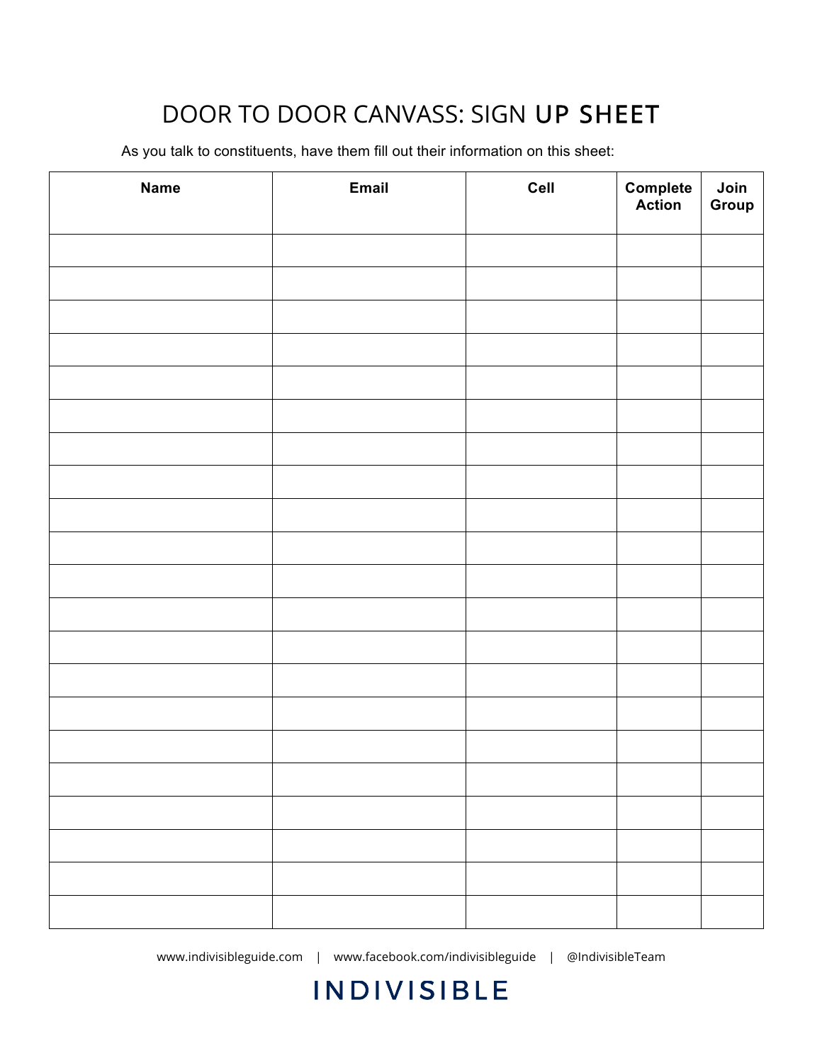# DOOR TO DOOR CANVASS: SIGN UP SHEET

As you talk to constituents, have them fill out their information on this sheet:

| Name | Email | Cell | Complete Action | Join Group |
|---|---|---|---|---|
| | | | | |
| | | | | |
| | | | | |
| | | | | |
| | | | | |
| | | | | |
| | | | | |
| | | | | |
| | | | | |
| | | | | |
| | | | | |
| | | | | |
| | | | | |
| | | | | |
| | | | | |
| | | | | |
| | | | | |
| | | | | |
| | | | | |
| | | | | |
| | | | | |

www.indivisibleguide.com | www.facebook.com/indivisibleguide | @IndivisibleTeam

INDIVISIBLE